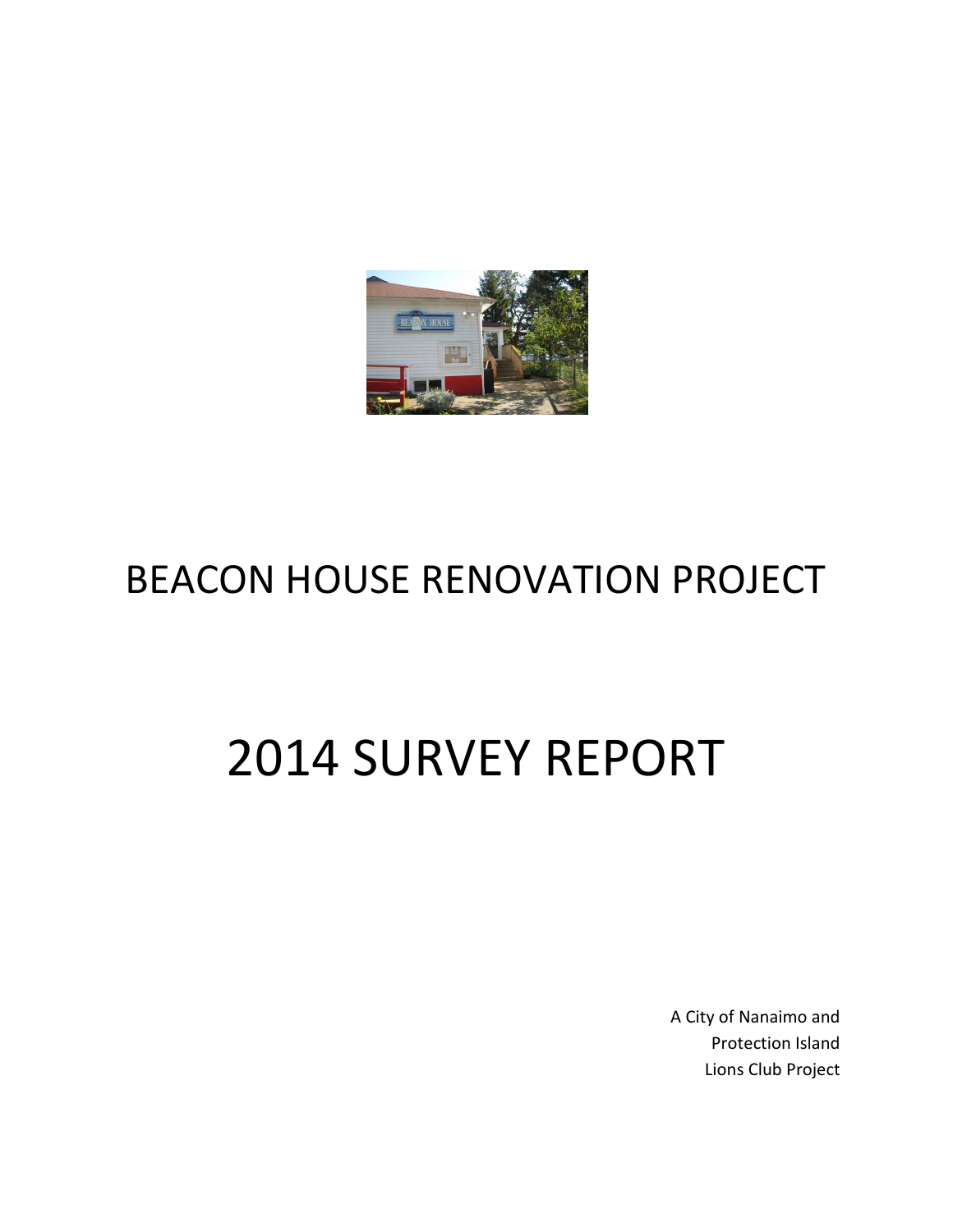# BEACON HOUSE RENOVATION PROJECT

# 2014 SURVEY REPORT

A City of Nanaimo and
Protection Island
Lions Club Project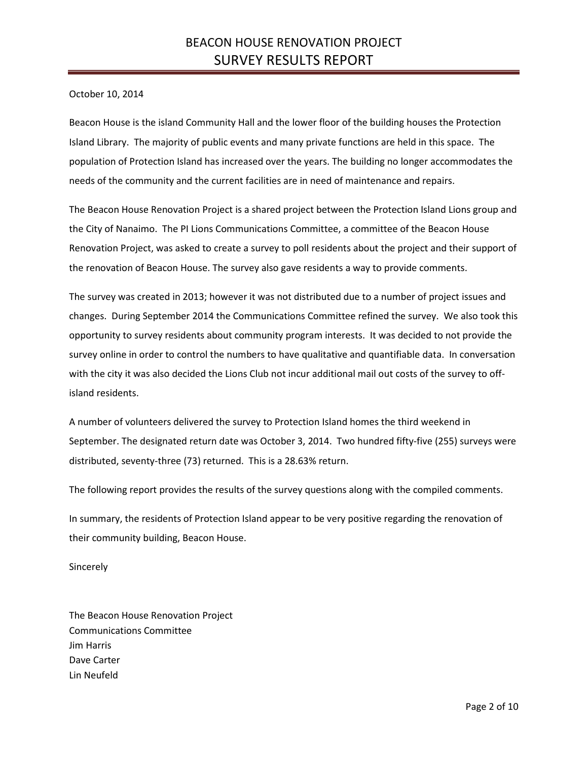# BEACON HOUSE RENOVATION PROJECT
## SURVEY RESULTS REPORT

October 10, 2014

Beacon House is the island Community Hall and the lower floor of the building houses the Protection Island Library. The majority of public events and many private functions are held in this space. The population of Protection Island has increased over the years. The building no longer accommodates the needs of the community and the current facilities are in need of maintenance and repairs.

The Beacon House Renovation Project is a shared project between the Protection Island Lions group and the City of Nanaimo. The PI Lions Communications Committee, a committee of the Beacon House Renovation Project, was asked to create a survey to poll residents about the project and their support of the renovation of Beacon House. The survey also gave residents a way to provide comments.

The survey was created in 2013; however it was not distributed due to a number of project issues and changes. During September 2014 the Communications Committee refined the survey. We also took this opportunity to survey residents about community program interests. It was decided to not provide the survey online in order to control the numbers to have qualitative and quantifiable data. In conversation with the city it was also decided the Lions Club not incur additional mail out costs of the survey to off-island residents.

A number of volunteers delivered the survey to Protection Island homes the third weekend in September. The designated return date was October 3, 2014. Two hundred fifty-five (255) surveys were distributed, seventy-three (73) returned. This is a 28.63% return.

The following report provides the results of the survey questions along with the compiled comments.

In summary, the residents of Protection Island appear to be very positive regarding the renovation of their community building, Beacon House.

Sincerely

The Beacon House Renovation Project
Communications Committee
Jim Harris
Dave Carter
Lin Neufeld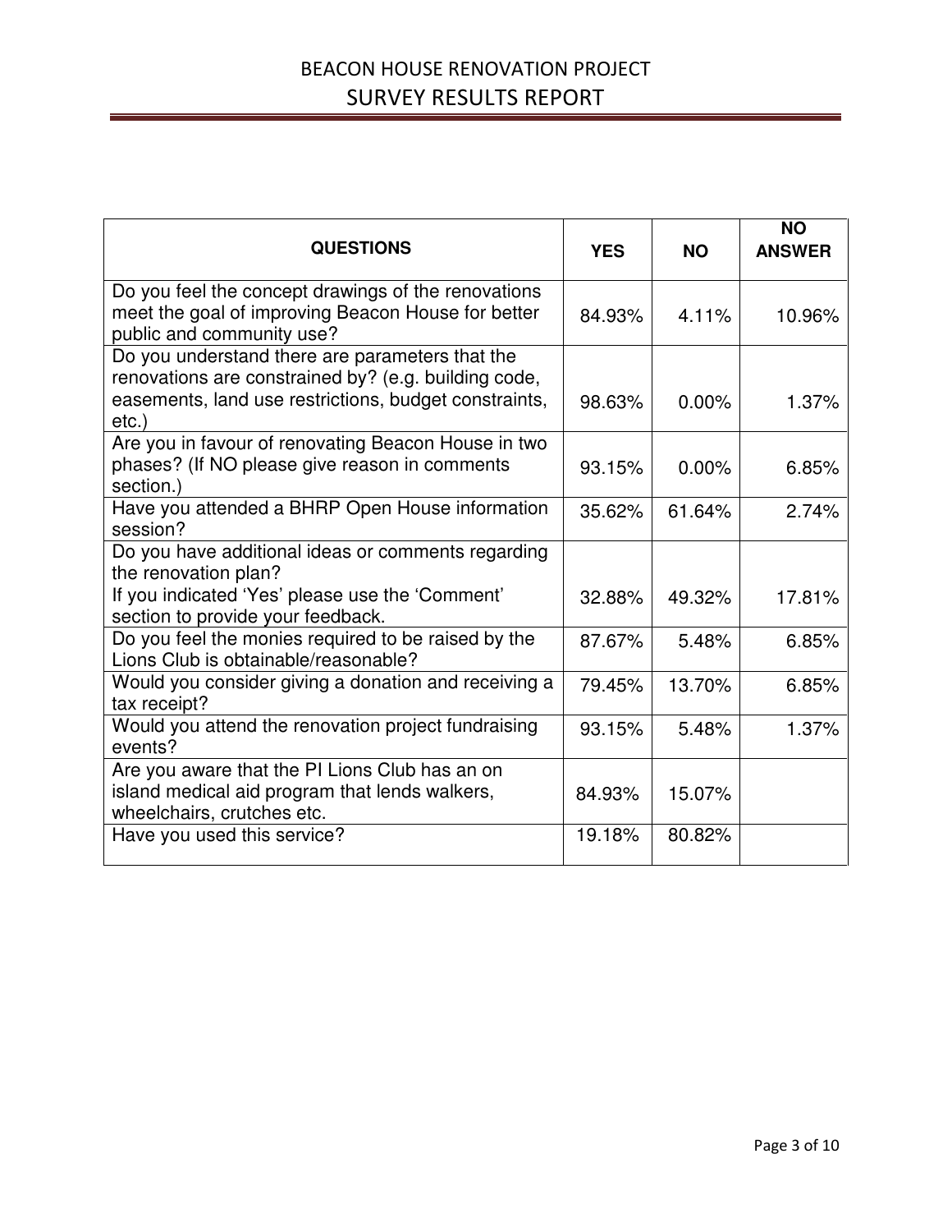| QUESTIONS | YES | NO | NO ANSWER |
|---|---|---|---|
| Do you feel the concept drawings of the renovations meet the goal of improving Beacon House for better public and community use? | 84.93% | 4.11% | 10.96% |
| Do you understand there are parameters that the renovations are constrained by? (e.g. building code, easements, land use restrictions, budget constraints, etc.) | 98.63% | 0.00% | 1.37% |
| Are you in favour of renovating Beacon House in two phases? (If NO please give reason in comments section.) | 93.15% | 0.00% | 6.85% |
| Have you attended a BHRP Open House information session? | 35.62% | 61.64% | 2.74% |
| Do you have additional ideas or comments regarding the renovation plan? If you indicated 'Yes' please use the 'Comment' section to provide your feedback. | 32.88% | 49.32% | 17.81% |
| Do you feel the monies required to be raised by the Lions Club is obtainable/reasonable? | 87.67% | 5.48% | 6.85% |
| Would you consider giving a donation and receiving a tax receipt? | 79.45% | 13.70% | 6.85% |
| Would you attend the renovation project fundraising events? | 93.15% | 5.48% | 1.37% |
| Are you aware that the PI Lions Club has an on island medical aid program that lends walkers, wheelchairs, crutches etc. | 84.93% | 15.07% | |
| Have you used this service? | 19.18% | 80.82% | |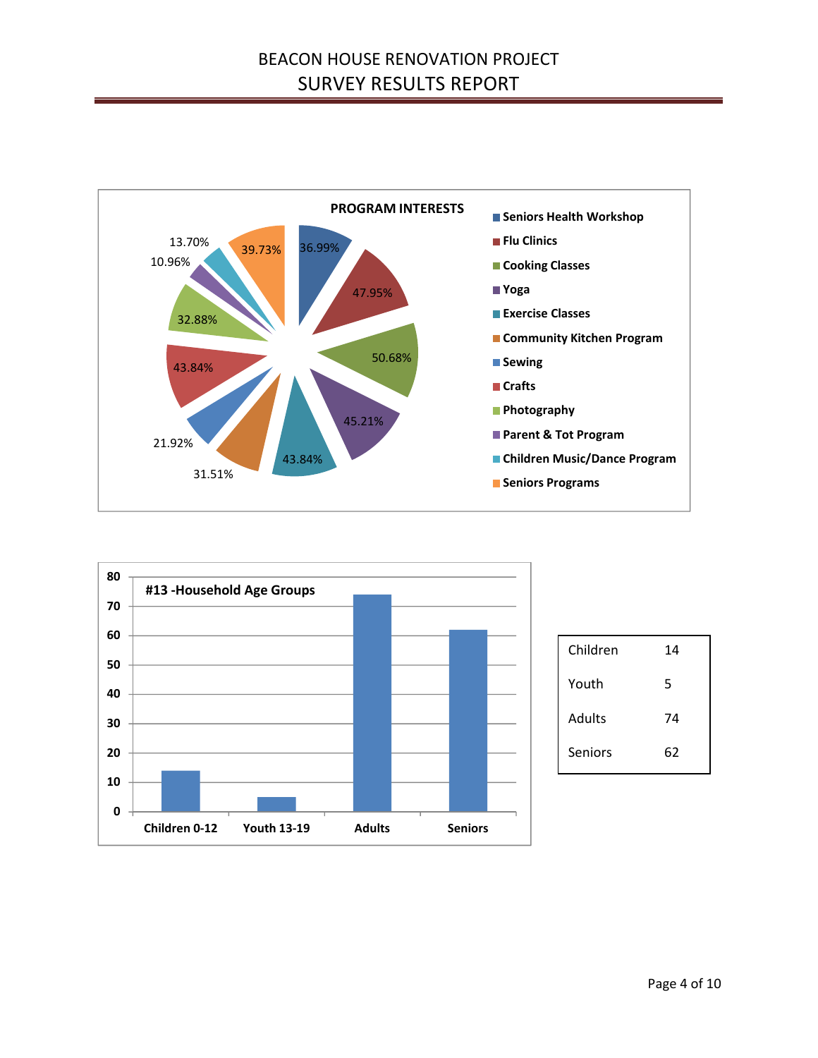**PROGRAM INTERESTS**

| Program | Percentage |
|---|---|
| Seniors Health Workshop | 36.99% |
| Flu Clinics | 47.95% |
| Cooking Classes | 50.68% |
| Yoga | 45.21% |
| Exercise Classes | 43.84% |
| Community Kitchen Program | 31.51% |
| Sewing | 21.92% |
| Crafts | 43.84% |
| Photography | 32.88% |
| Parent & Tot Program | 10.96% |
| Children Music/Dance Program | 13.70% |
| Seniors Programs | 39.73% |

**#13 -Household Age Groups**

| Children 0-12 | Youth 13-19 | Adults | Seniors |
|---|---|---|---|
| 14 | 5 | 74 | 62 |

| | |
|---|---|
| Children | 14 |
| Youth | 5 |
| Adults | 74 |
| Seniors | 62 |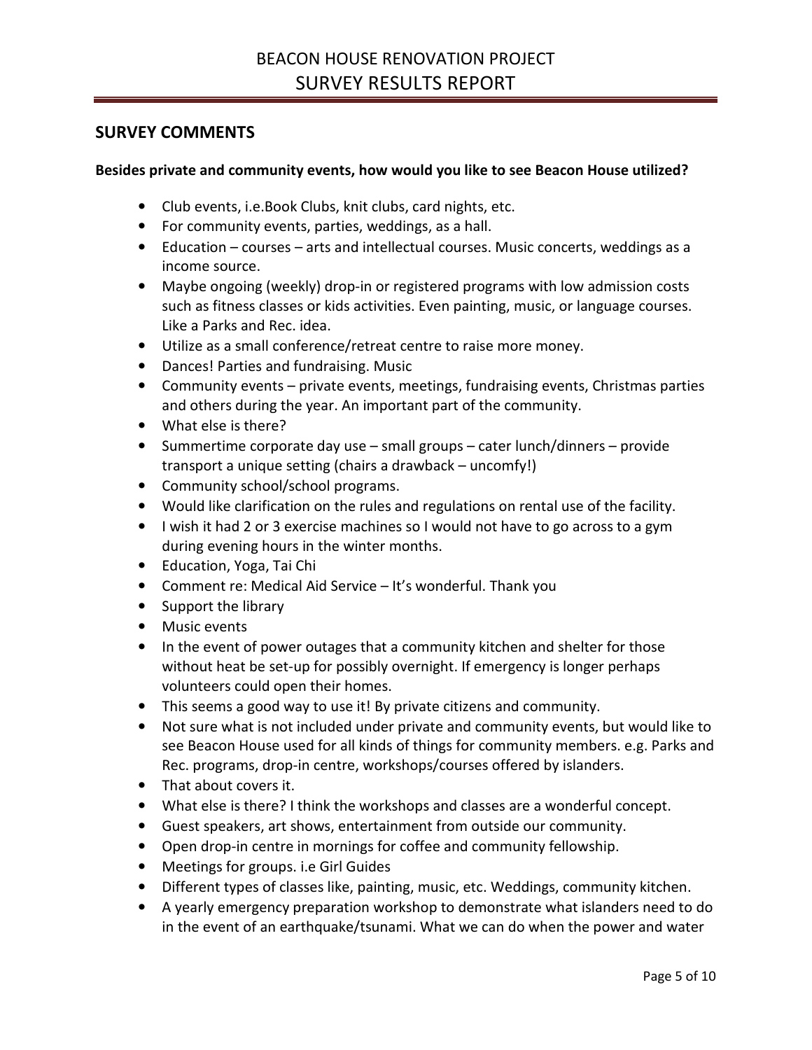## SURVEY COMMENTS

**Besides private and community events, how would you like to see Beacon House utilized?**

- Club events, i.e.Book Clubs, knit clubs, card nights, etc.
- For community events, parties, weddings, as a hall.
- Education – courses – arts and intellectual courses. Music concerts, weddings as a income source.
- Maybe ongoing (weekly) drop-in or registered programs with low admission costs such as fitness classes or kids activities. Even painting, music, or language courses. Like a Parks and Rec. idea.
- Utilize as a small conference/retreat centre to raise more money.
- Dances! Parties and fundraising. Music
- Community events – private events, meetings, fundraising events, Christmas parties and others during the year. An important part of the community.
- What else is there?
- Summertime corporate day use – small groups – cater lunch/dinners – provide transport a unique setting (chairs a drawback – uncomfy!)
- Community school/school programs.
- Would like clarification on the rules and regulations on rental use of the facility.
- I wish it had 2 or 3 exercise machines so I would not have to go across to a gym during evening hours in the winter months.
- Education, Yoga, Tai Chi
- Comment re: Medical Aid Service – It's wonderful. Thank you
- Support the library
- Music events
- In the event of power outages that a community kitchen and shelter for those without heat be set-up for possibly overnight. If emergency is longer perhaps volunteers could open their homes.
- This seems a good way to use it! By private citizens and community.
- Not sure what is not included under private and community events, but would like to see Beacon House used for all kinds of things for community members. e.g. Parks and Rec. programs, drop-in centre, workshops/courses offered by islanders.
- That about covers it.
- What else is there? I think the workshops and classes are a wonderful concept.
- Guest speakers, art shows, entertainment from outside our community.
- Open drop-in centre in mornings for coffee and community fellowship.
- Meetings for groups. i.e Girl Guides
- Different types of classes like, painting, music, etc. Weddings, community kitchen.
- A yearly emergency preparation workshop to demonstrate what islanders need to do in the event of an earthquake/tsunami. What we can do when the power and water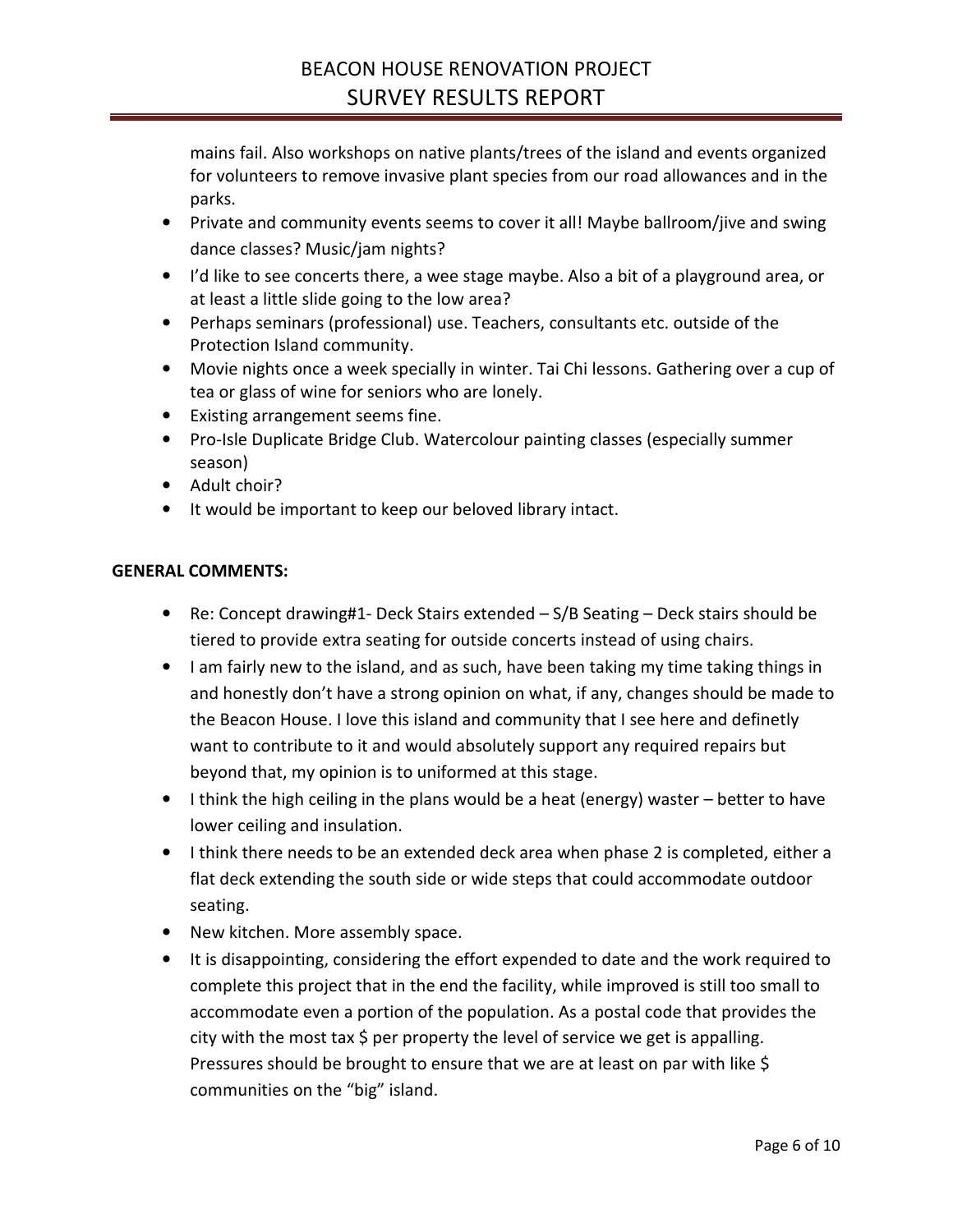mains fail. Also workshops on native plants/trees of the island and events organized for volunteers to remove invasive plant species from our road allowances and in the parks.

- Private and community events seems to cover it all! Maybe ballroom/jive and swing dance classes? Music/jam nights?
- I'd like to see concerts there, a wee stage maybe. Also a bit of a playground area, or at least a little slide going to the low area?
- Perhaps seminars (professional) use. Teachers, consultants etc. outside of the Protection Island community.
- Movie nights once a week specially in winter. Tai Chi lessons. Gathering over a cup of tea or glass of wine for seniors who are lonely.
- Existing arrangement seems fine.
- Pro-Isle Duplicate Bridge Club. Watercolour painting classes (especially summer season)
- Adult choir?
- It would be important to keep our beloved library intact.

**GENERAL COMMENTS:**

- Re: Concept drawing#1- Deck Stairs extended – S/B Seating – Deck stairs should be tiered to provide extra seating for outside concerts instead of using chairs.
- I am fairly new to the island, and as such, have been taking my time taking things in and honestly don't have a strong opinion on what, if any, changes should be made to the Beacon House. I love this island and community that I see here and definetly want to contribute to it and would absolutely support any required repairs but beyond that, my opinion is to uniformed at this stage.
- I think the high ceiling in the plans would be a heat (energy) waster – better to have lower ceiling and insulation.
- I think there needs to be an extended deck area when phase 2 is completed, either a flat deck extending the south side or wide steps that could accommodate outdoor seating.
- New kitchen. More assembly space.
- It is disappointing, considering the effort expended to date and the work required to complete this project that in the end the facility, while improved is still too small to accommodate even a portion of the population. As a postal code that provides the city with the most tax $ per property the level of service we get is appalling. Pressures should be brought to ensure that we are at least on par with like $ communities on the "big" island.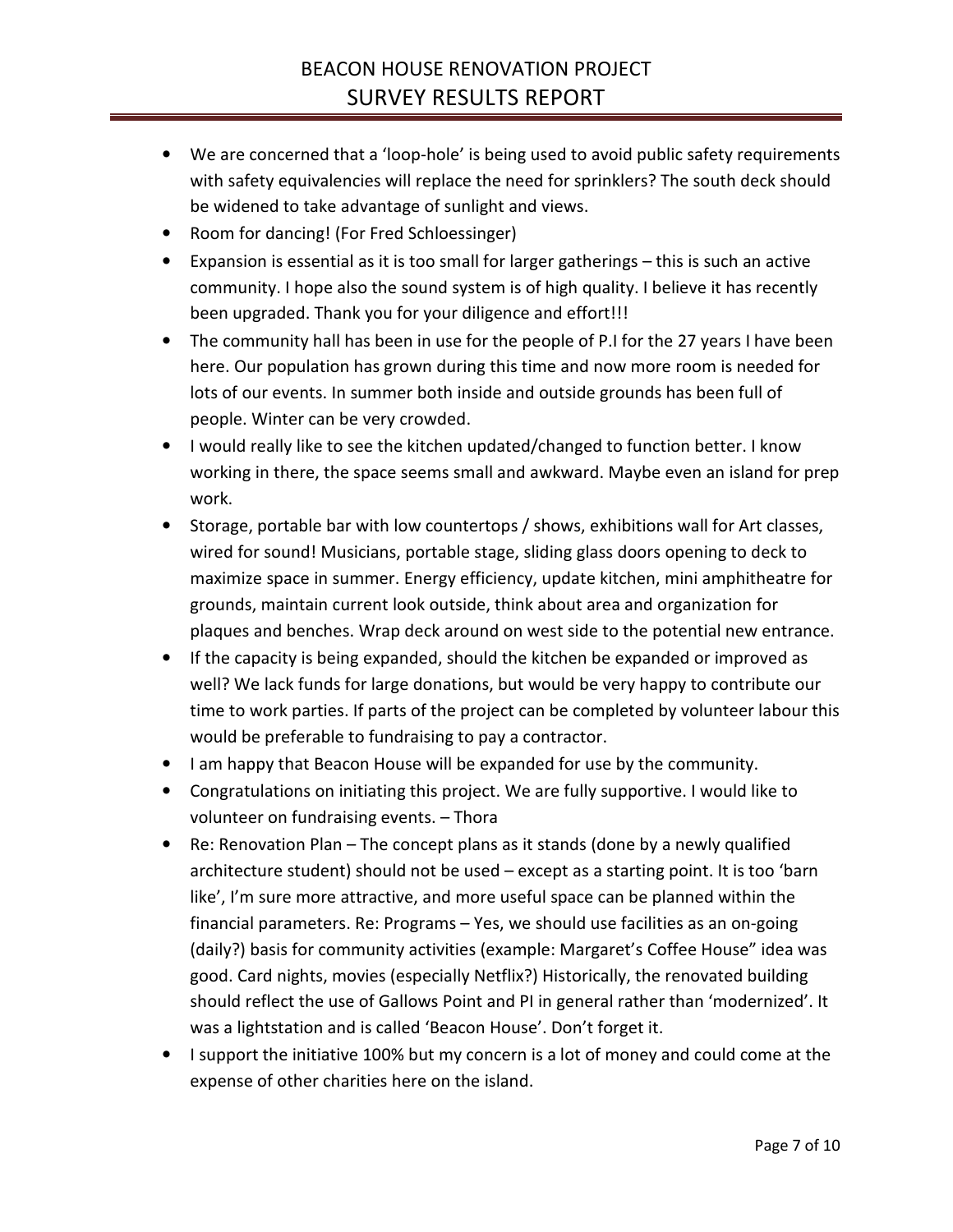- We are concerned that a 'loop-hole' is being used to avoid public safety requirements with safety equivalencies will replace the need for sprinklers? The south deck should be widened to take advantage of sunlight and views.
- Room for dancing! (For Fred Schloessinger)
- Expansion is essential as it is too small for larger gatherings – this is such an active community. I hope also the sound system is of high quality. I believe it has recently been upgraded. Thank you for your diligence and effort!!!
- The community hall has been in use for the people of P.I for the 27 years I have been here. Our population has grown during this time and now more room is needed for lots of our events. In summer both inside and outside grounds has been full of people. Winter can be very crowded.
- I would really like to see the kitchen updated/changed to function better. I know working in there, the space seems small and awkward. Maybe even an island for prep work.
- Storage, portable bar with low countertops / shows, exhibitions wall for Art classes, wired for sound! Musicians, portable stage, sliding glass doors opening to deck to maximize space in summer. Energy efficiency, update kitchen, mini amphitheatre for grounds, maintain current look outside, think about area and organization for plaques and benches. Wrap deck around on west side to the potential new entrance.
- If the capacity is being expanded, should the kitchen be expanded or improved as well? We lack funds for large donations, but would be very happy to contribute our time to work parties. If parts of the project can be completed by volunteer labour this would be preferable to fundraising to pay a contractor.
- I am happy that Beacon House will be expanded for use by the community.
- Congratulations on initiating this project. We are fully supportive. I would like to volunteer on fundraising events. – Thora
- Re: Renovation Plan – The concept plans as it stands (done by a newly qualified architecture student) should not be used – except as a starting point. It is too 'barn like', I'm sure more attractive, and more useful space can be planned within the financial parameters. Re: Programs – Yes, we should use facilities as an on-going (daily?) basis for community activities (example: Margaret's Coffee House" idea was good. Card nights, movies (especially Netflix?) Historically, the renovated building should reflect the use of Gallows Point and PI in general rather than 'modernized'. It was a lightstation and is called 'Beacon House'. Don't forget it.
- I support the initiative 100% but my concern is a lot of money and could come at the expense of other charities here on the island.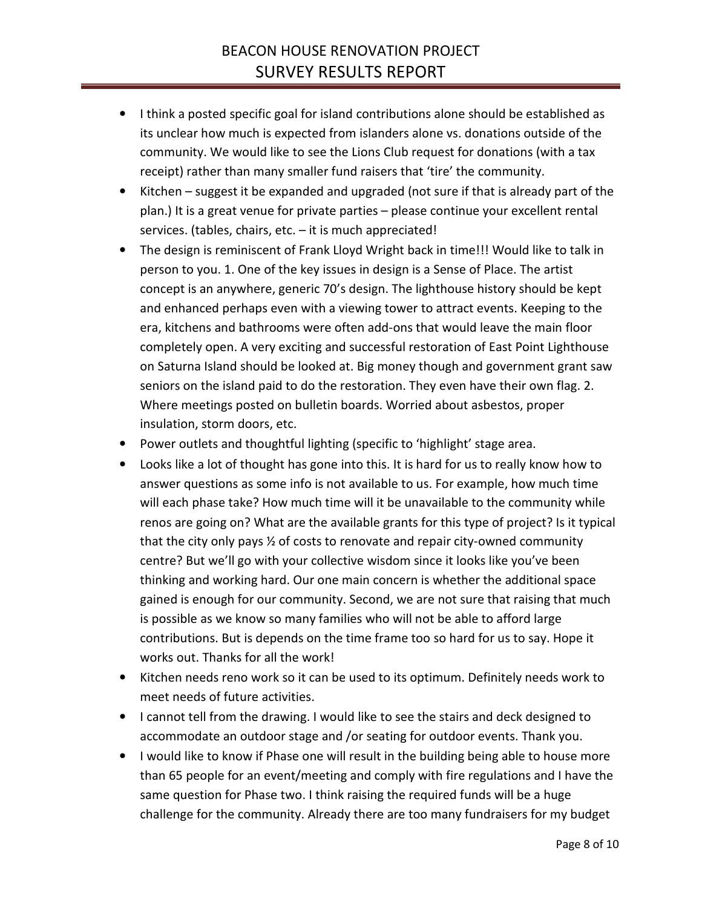- I think a posted specific goal for island contributions alone should be established as its unclear how much is expected from islanders alone vs. donations outside of the community. We would like to see the Lions Club request for donations (with a tax receipt) rather than many smaller fund raisers that 'tire' the community.
- Kitchen – suggest it be expanded and upgraded (not sure if that is already part of the plan.) It is a great venue for private parties – please continue your excellent rental services. (tables, chairs, etc. – it is much appreciated!
- The design is reminiscent of Frank Lloyd Wright back in time!!! Would like to talk in person to you. 1. One of the key issues in design is a Sense of Place. The artist concept is an anywhere, generic 70's design. The lighthouse history should be kept and enhanced perhaps even with a viewing tower to attract events. Keeping to the era, kitchens and bathrooms were often add-ons that would leave the main floor completely open. A very exciting and successful restoration of East Point Lighthouse on Saturna Island should be looked at. Big money though and government grant saw seniors on the island paid to do the restoration. They even have their own flag. 2. Where meetings posted on bulletin boards. Worried about asbestos, proper insulation, storm doors, etc.
- Power outlets and thoughtful lighting (specific to 'highlight' stage area.
- Looks like a lot of thought has gone into this. It is hard for us to really know how to answer questions as some info is not available to us. For example, how much time will each phase take? How much time will it be unavailable to the community while renos are going on? What are the available grants for this type of project? Is it typical that the city only pays ½ of costs to renovate and repair city-owned community centre? But we'll go with your collective wisdom since it looks like you've been thinking and working hard. Our one main concern is whether the additional space gained is enough for our community. Second, we are not sure that raising that much is possible as we know so many families who will not be able to afford large contributions. But is depends on the time frame too so hard for us to say. Hope it works out. Thanks for all the work!
- Kitchen needs reno work so it can be used to its optimum. Definitely needs work to meet needs of future activities.
- I cannot tell from the drawing. I would like to see the stairs and deck designed to accommodate an outdoor stage and /or seating for outdoor events. Thank you.
- I would like to know if Phase one will result in the building being able to house more than 65 people for an event/meeting and comply with fire regulations and I have the same question for Phase two. I think raising the required funds will be a huge challenge for the community. Already there are too many fundraisers for my budget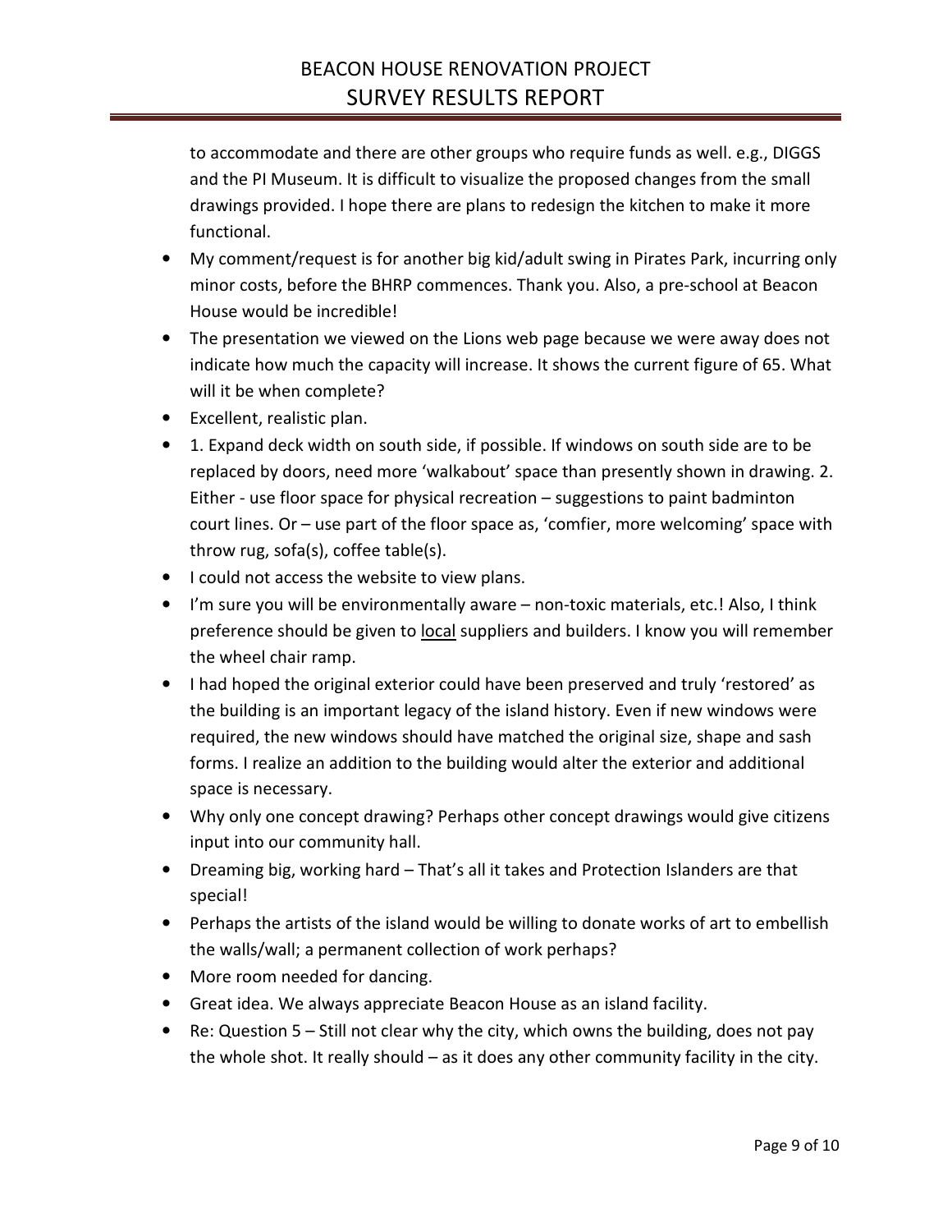to accommodate and there are other groups who require funds as well. e.g., DIGGS and the PI Museum. It is difficult to visualize the proposed changes from the small drawings provided. I hope there are plans to redesign the kitchen to make it more functional.

- My comment/request is for another big kid/adult swing in Pirates Park, incurring only minor costs, before the BHRP commences. Thank you. Also, a pre-school at Beacon House would be incredible!
- The presentation we viewed on the Lions web page because we were away does not indicate how much the capacity will increase. It shows the current figure of 65. What will it be when complete?
- Excellent, realistic plan.
- 1. Expand deck width on south side, if possible. If windows on south side are to be replaced by doors, need more 'walkabout' space than presently shown in drawing. 2. Either - use floor space for physical recreation – suggestions to paint badminton court lines. Or – use part of the floor space as, 'comfier, more welcoming' space with throw rug, sofa(s), coffee table(s).
- I could not access the website to view plans.
- I'm sure you will be environmentally aware – non-toxic materials, etc.! Also, I think preference should be given to <u>local</u> suppliers and builders. I know you will remember the wheel chair ramp.
- I had hoped the original exterior could have been preserved and truly 'restored' as the building is an important legacy of the island history. Even if new windows were required, the new windows should have matched the original size, shape and sash forms. I realize an addition to the building would alter the exterior and additional space is necessary.
- Why only one concept drawing? Perhaps other concept drawings would give citizens input into our community hall.
- Dreaming big, working hard – That's all it takes and Protection Islanders are that special!
- Perhaps the artists of the island would be willing to donate works of art to embellish the walls/wall; a permanent collection of work perhaps?
- More room needed for dancing.
- Great idea. We always appreciate Beacon House as an island facility.
- Re: Question 5 – Still not clear why the city, which owns the building, does not pay the whole shot. It really should – as it does any other community facility in the city.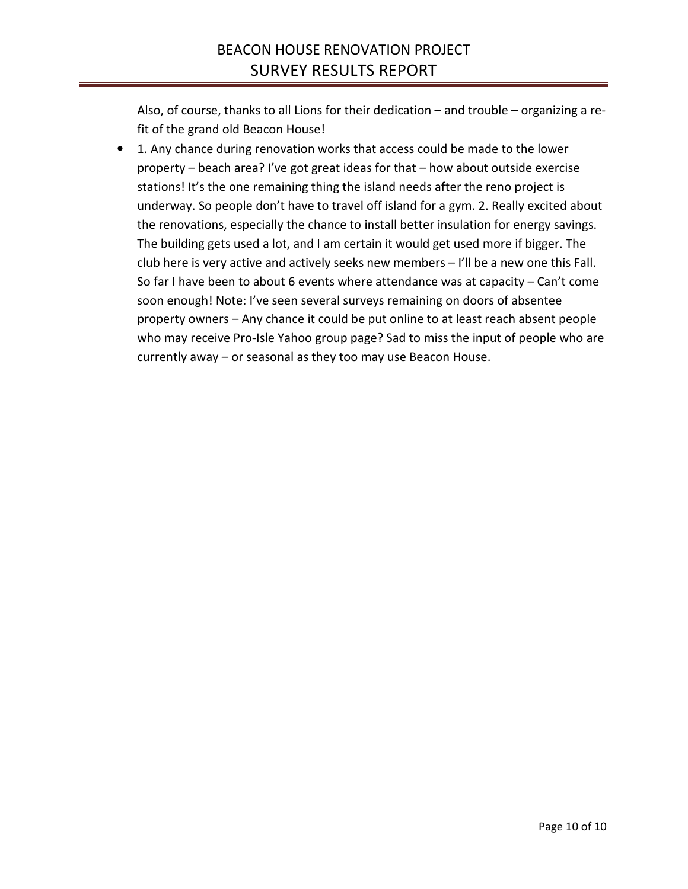Also, of course, thanks to all Lions for their dedication – and trouble – organizing a re-fit of the grand old Beacon House!

- 1. Any chance during renovation works that access could be made to the lower property – beach area? I've got great ideas for that – how about outside exercise stations! It's the one remaining thing the island needs after the reno project is underway. So people don't have to travel off island for a gym. 2. Really excited about the renovations, especially the chance to install better insulation for energy savings. The building gets used a lot, and I am certain it would get used more if bigger. The club here is very active and actively seeks new members – I'll be a new one this Fall. So far I have been to about 6 events where attendance was at capacity – Can't come soon enough! Note: I've seen several surveys remaining on doors of absentee property owners – Any chance it could be put online to at least reach absent people who may receive Pro-Isle Yahoo group page? Sad to miss the input of people who are currently away – or seasonal as they too may use Beacon House.